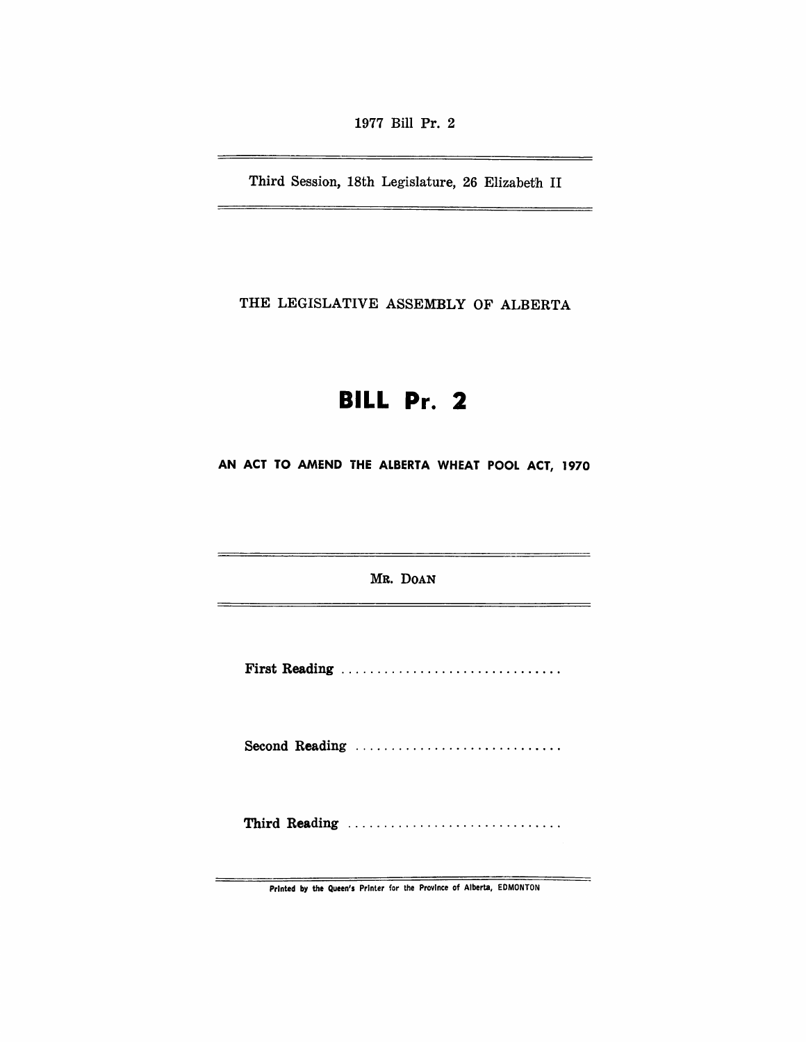1977 Bill Pr. 2

Third Session, 18th Legislature, 26 Elizabeth II

THE LEGISLATIVE ASSEMBLY OF ALBERTA

# BILL Pr. 2

## AN ACT TO AMEND THE ALBERTA WHEAT POOL ACT, 1970

MR. DOAN

**First Reading** ..............................

**Second Reading** ............................

**Third Reading** .............................

Printed by the Queen's Printer for the Province of Alberta, EDMONTON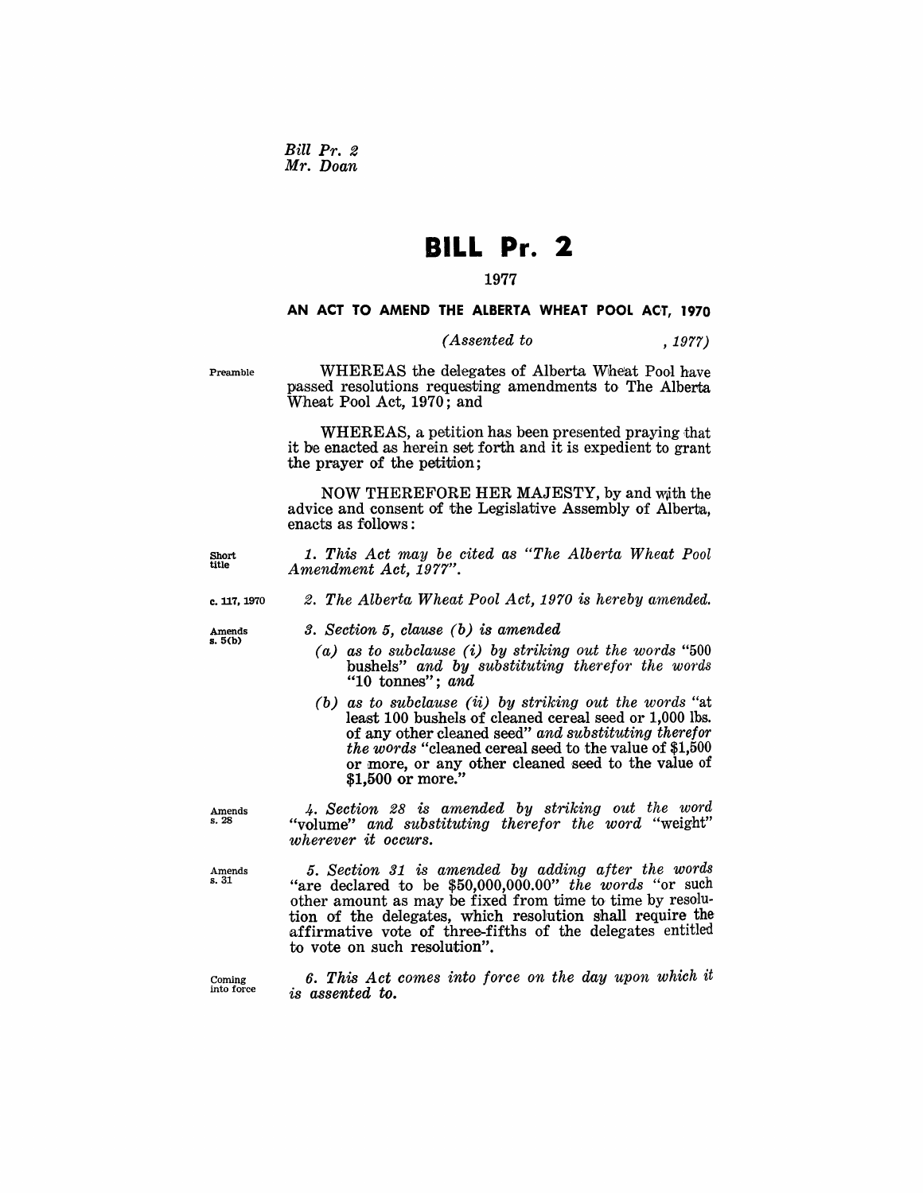*Bill Pr. 2*
*Mr. Doan*

# BILL Pr. 2

1977

### AN ACT TO AMEND THE ALBERTA WHEAT POOL ACT, 1970

*(Assented to , 1977)*

Preamble

WHEREAS the delegates of Alberta Wheat Pool have passed resolutions requesting amendments to The Alberta Wheat Pool Act, 1970; and

WHEREAS, a petition has been presented praying that it be enacted as herein set forth and it is expedient to grant the prayer of the petition;

NOW THEREFORE HER MAJESTY, by and with the advice and consent of the Legislative Assembly of Alberta, enacts as follows:

Short title

*1. This Act may be cited as "The Alberta Wheat Pool Amendment Act, 1977".*

c. 117, 1970

*2. The Alberta Wheat Pool Act, 1970 is hereby amended.*

Amends s. 5(b)

*3. Section 5, clause (b) is amended*

*(a) as to subclause (i) by striking out the words* "500 bushels" *and by substituting therefor the words* "10 tonnes"; *and*

*(b) as to subclause (ii) by striking out the words* "at least 100 bushels of cleaned cereal seed or 1,000 lbs. of any other cleaned seed" *and substituting therefor the words* "cleaned cereal seed to the value of $1,500 or more, or any other cleaned seed to the value of $1,500 or more."

Amends s. 28

*4. Section 28 is amended by striking out the word* "volume" *and substituting therefor the word* "weight" *wherever it occurs.*

Amends s. 31

*5. Section 31 is amended by adding after the words* "are declared to be $50,000,000.00" *the words* "or such other amount as may be fixed from time to time by resolution of the delegates, which resolution shall require the affirmative vote of three-fifths of the delegates entitled to vote on such resolution".

Coming into force

*6. This Act comes into force on the day upon which it is assented to.*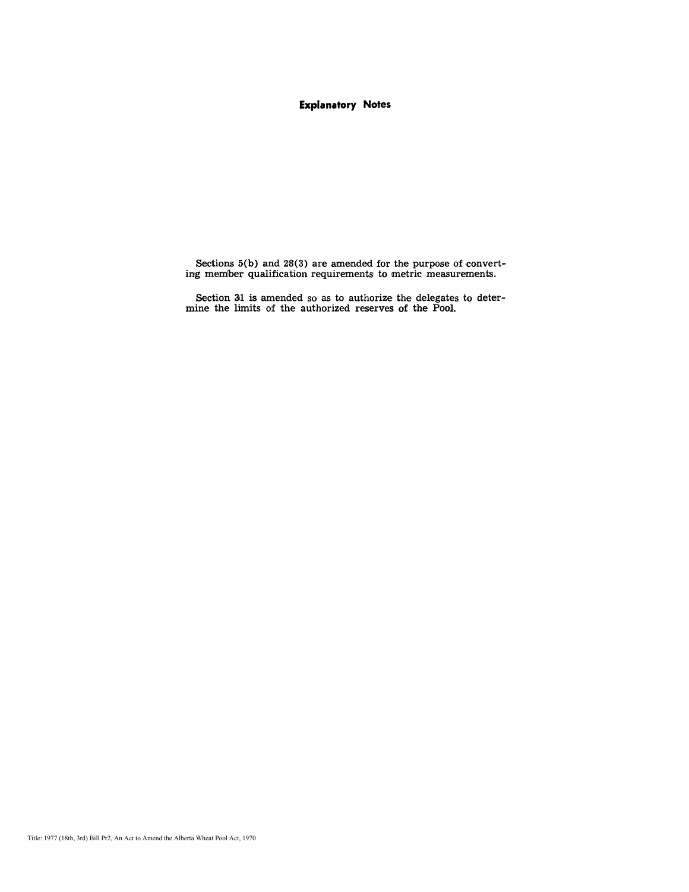## Explanatory Notes

Sections 5(b) and 28(3) are amended for the purpose of converting member qualification requirements to metric measurements.

Section 31 is amended so as to authorize the delegates to determine the limits of the authorized reserves of the Pool.